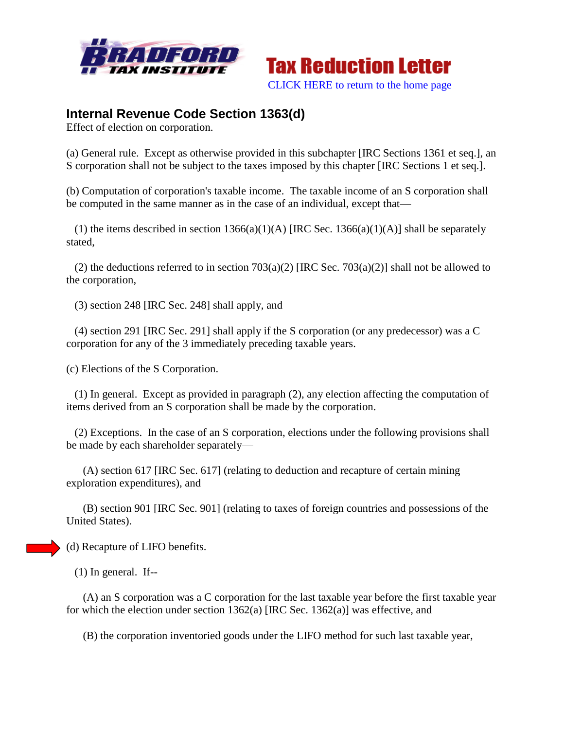**Tax Reduction Letter**

CLICK HERE to return to the home page

## Internal Revenue Code Section 1363(d)

Effect of election on corporation.

(a) General rule. Except as otherwise provided in this subchapter [IRC Sections 1361 et seq.], an S corporation shall not be subject to the taxes imposed by this chapter [IRC Sections 1 et seq.].

(b) Computation of corporation's taxable income. The taxable income of an S corporation shall be computed in the same manner as in the case of an individual, except that—

(1) the items described in section 1366(a)(1)(A) [IRC Sec. 1366(a)(1)(A)] shall be separately stated,

(2) the deductions referred to in section 703(a)(2) [IRC Sec. 703(a)(2)] shall not be allowed to the corporation,

(3) section 248 [IRC Sec. 248] shall apply, and

(4) section 291 [IRC Sec. 291] shall apply if the S corporation (or any predecessor) was a C corporation for any of the 3 immediately preceding taxable years.

(c) Elections of the S Corporation.

(1) In general. Except as provided in paragraph (2), any election affecting the computation of items derived from an S corporation shall be made by the corporation.

(2) Exceptions. In the case of an S corporation, elections under the following provisions shall be made by each shareholder separately—

(A) section 617 [IRC Sec. 617] (relating to deduction and recapture of certain mining exploration expenditures), and

(B) section 901 [IRC Sec. 901] (relating to taxes of foreign countries and possessions of the United States).

(d) Recapture of LIFO benefits.

(1) In general. If--

(A) an S corporation was a C corporation for the last taxable year before the first taxable year for which the election under section 1362(a) [IRC Sec. 1362(a)] was effective, and

(B) the corporation inventoried goods under the LIFO method for such last taxable year,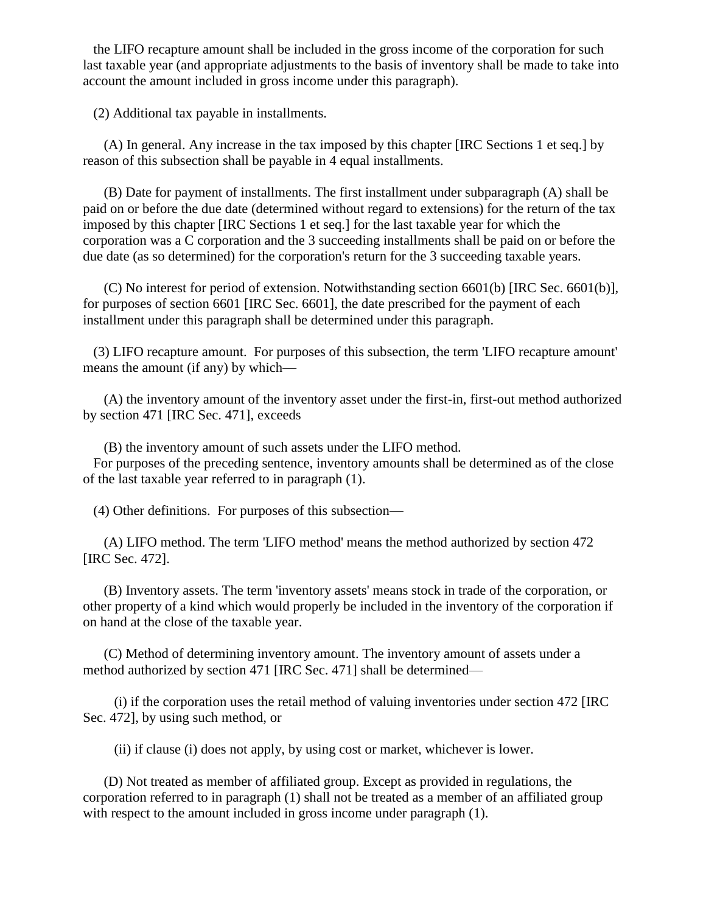the LIFO recapture amount shall be included in the gross income of the corporation for such last taxable year (and appropriate adjustments to the basis of inventory shall be made to take into account the amount included in gross income under this paragraph).

(2) Additional tax payable in installments.

(A) In general. Any increase in the tax imposed by this chapter [IRC Sections 1 et seq.] by reason of this subsection shall be payable in 4 equal installments.

(B) Date for payment of installments. The first installment under subparagraph (A) shall be paid on or before the due date (determined without regard to extensions) for the return of the tax imposed by this chapter [IRC Sections 1 et seq.] for the last taxable year for which the corporation was a C corporation and the 3 succeeding installments shall be paid on or before the due date (as so determined) for the corporation's return for the 3 succeeding taxable years.

(C) No interest for period of extension. Notwithstanding section 6601(b) [IRC Sec. 6601(b)], for purposes of section 6601 [IRC Sec. 6601], the date prescribed for the payment of each installment under this paragraph shall be determined under this paragraph.

(3) LIFO recapture amount. For purposes of this subsection, the term 'LIFO recapture amount' means the amount (if any) by which—

(A) the inventory amount of the inventory asset under the first-in, first-out method authorized by section 471 [IRC Sec. 471], exceeds

(B) the inventory amount of such assets under the LIFO method.

For purposes of the preceding sentence, inventory amounts shall be determined as of the close of the last taxable year referred to in paragraph (1).

(4) Other definitions. For purposes of this subsection—

(A) LIFO method. The term 'LIFO method' means the method authorized by section 472 [IRC Sec. 472].

(B) Inventory assets. The term 'inventory assets' means stock in trade of the corporation, or other property of a kind which would properly be included in the inventory of the corporation if on hand at the close of the taxable year.

(C) Method of determining inventory amount. The inventory amount of assets under a method authorized by section 471 [IRC Sec. 471] shall be determined—

(i) if the corporation uses the retail method of valuing inventories under section 472 [IRC Sec. 472], by using such method, or

(ii) if clause (i) does not apply, by using cost or market, whichever is lower.

(D) Not treated as member of affiliated group. Except as provided in regulations, the corporation referred to in paragraph (1) shall not be treated as a member of an affiliated group with respect to the amount included in gross income under paragraph (1).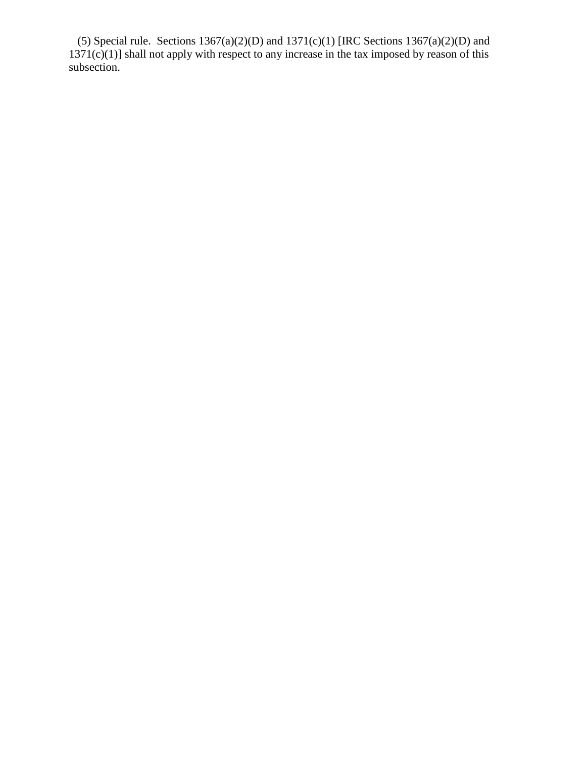(5) Special rule. Sections 1367(a)(2)(D) and 1371(c)(1) [IRC Sections 1367(a)(2)(D) and 1371(c)(1)] shall not apply with respect to any increase in the tax imposed by reason of this subsection.